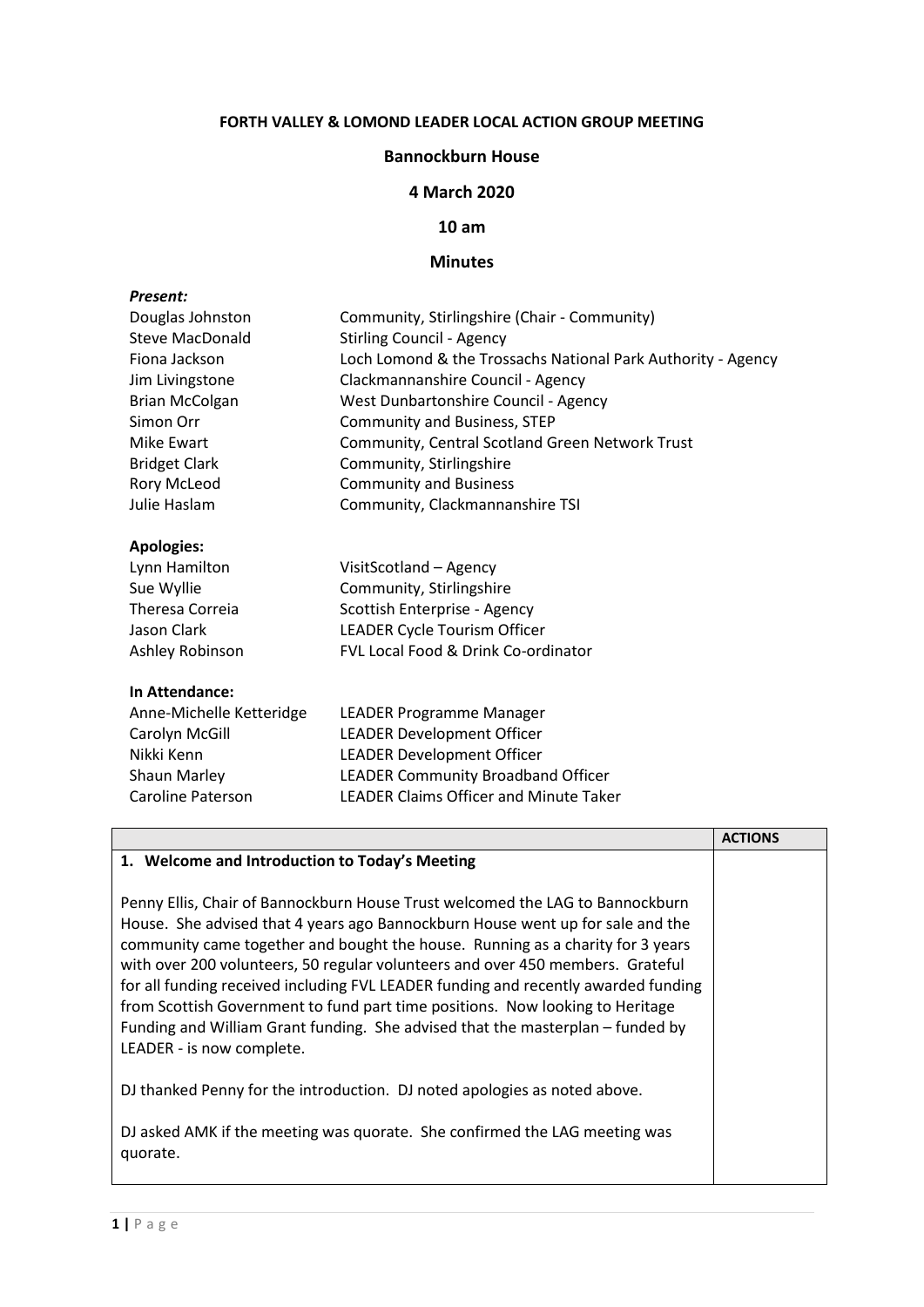**FORTH VALLEY & LOMOND LEADER LOCAL ACTION GROUP MEETING**

**Bannockburn House**

**4 March 2020**

**10 am**

**Minutes**

***Present:***

| | |
|---|---|
| Douglas Johnston | Community, Stirlingshire (Chair - Community) |
| Steve MacDonald | Stirling Council - Agency |
| Fiona Jackson | Loch Lomond & the Trossachs National Park Authority - Agency |
| Jim Livingstone | Clackmannanshire Council - Agency |
| Brian McColgan | West Dunbartonshire Council - Agency |
| Simon Orr | Community and Business, STEP |
| Mike Ewart | Community, Central Scotland Green Network Trust |
| Bridget Clark | Community, Stirlingshire |
| Rory McLeod | Community and Business |
| Julie Haslam | Community, Clackmannanshire TSI |

**Apologies:**

| | |
|---|---|
| Lynn Hamilton | VisitScotland – Agency |
| Sue Wyllie | Community, Stirlingshire |
| Theresa Correia | Scottish Enterprise - Agency |
| Jason Clark | LEADER Cycle Tourism Officer |
| Ashley Robinson | FVL Local Food & Drink Co-ordinator |

**In Attendance:**

| | |
|---|---|
| Anne-Michelle Ketteridge | LEADER Programme Manager |
| Carolyn McGill | LEADER Development Officer |
| Nikki Kenn | LEADER Development Officer |
| Shaun Marley | LEADER Community Broadband Officer |
| Caroline Paterson | LEADER Claims Officer and Minute Taker |

| | **ACTIONS** |
|---|---|
| **1. Welcome and Introduction to Today's Meeting**<br><br>Penny Ellis, Chair of Bannockburn House Trust welcomed the LAG to Bannockburn House. She advised that 4 years ago Bannockburn House went up for sale and the community came together and bought the house. Running as a charity for 3 years with over 200 volunteers, 50 regular volunteers and over 450 members. Grateful for all funding received including FVL LEADER funding and recently awarded funding from Scottish Government to fund part time positions. Now looking to Heritage Funding and William Grant funding. She advised that the masterplan – funded by LEADER - is now complete.<br><br>DJ thanked Penny for the introduction. DJ noted apologies as noted above.<br><br>DJ asked AMK if the meeting was quorate. She confirmed the LAG meeting was quorate. | |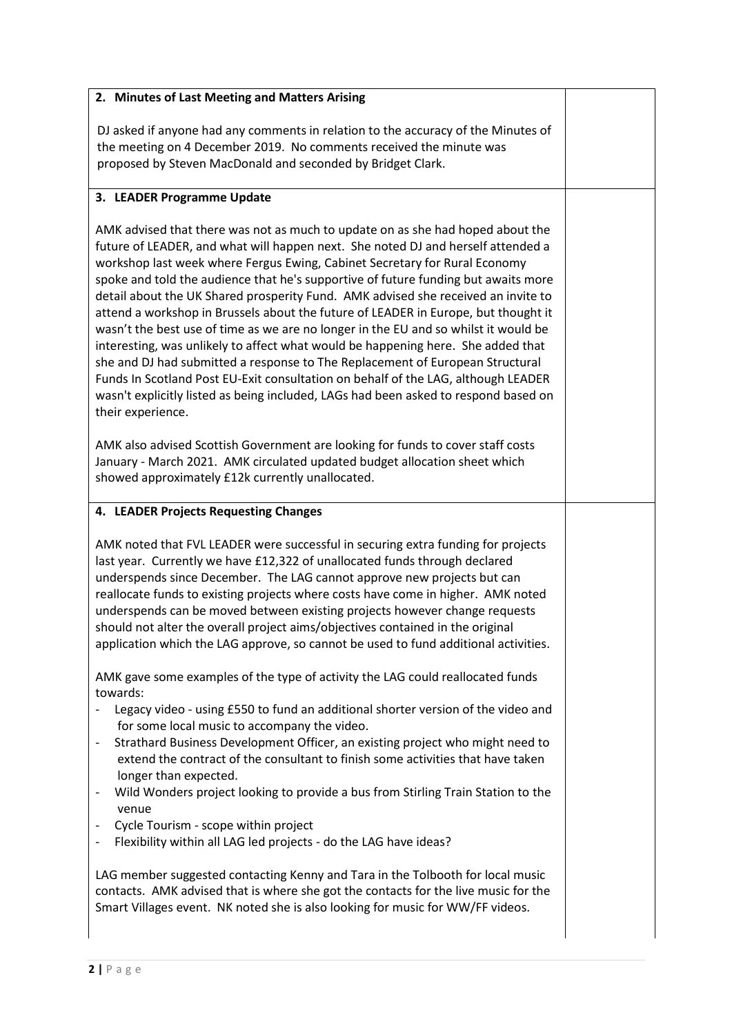## 2. Minutes of Last Meeting and Matters Arising

DJ asked if anyone had any comments in relation to the accuracy of the Minutes of the meeting on 4 December 2019. No comments received the minute was proposed by Steven MacDonald and seconded by Bridget Clark.

## 3. LEADER Programme Update

AMK advised that there was not as much to update on as she had hoped about the future of LEADER, and what will happen next. She noted DJ and herself attended a workshop last week where Fergus Ewing, Cabinet Secretary for Rural Economy spoke and told the audience that he's supportive of future funding but awaits more detail about the UK Shared prosperity Fund. AMK advised she received an invite to attend a workshop in Brussels about the future of LEADER in Europe, but thought it wasn't the best use of time as we are no longer in the EU and so whilst it would be interesting, was unlikely to affect what would be happening here. She added that she and DJ had submitted a response to The Replacement of European Structural Funds In Scotland Post EU-Exit consultation on behalf of the LAG, although LEADER wasn't explicitly listed as being included, LAGs had been asked to respond based on their experience.

AMK also advised Scottish Government are looking for funds to cover staff costs January - March 2021. AMK circulated updated budget allocation sheet which showed approximately £12k currently unallocated.

## 4. LEADER Projects Requesting Changes

AMK noted that FVL LEADER were successful in securing extra funding for projects last year. Currently we have £12,322 of unallocated funds through declared underspends since December. The LAG cannot approve new projects but can reallocate funds to existing projects where costs have come in higher. AMK noted underspends can be moved between existing projects however change requests should not alter the overall project aims/objectives contained in the original application which the LAG approve, so cannot be used to fund additional activities.

AMK gave some examples of the type of activity the LAG could reallocated funds towards:

- Legacy video - using £550 to fund an additional shorter version of the video and for some local music to accompany the video.
- Strathard Business Development Officer, an existing project who might need to extend the contract of the consultant to finish some activities that have taken longer than expected.
- Wild Wonders project looking to provide a bus from Stirling Train Station to the venue
- Cycle Tourism - scope within project
- Flexibility within all LAG led projects - do the LAG have ideas?

LAG member suggested contacting Kenny and Tara in the Tolbooth for local music contacts. AMK advised that is where she got the contacts for the live music for the Smart Villages event. NK noted she is also looking for music for WW/FF videos.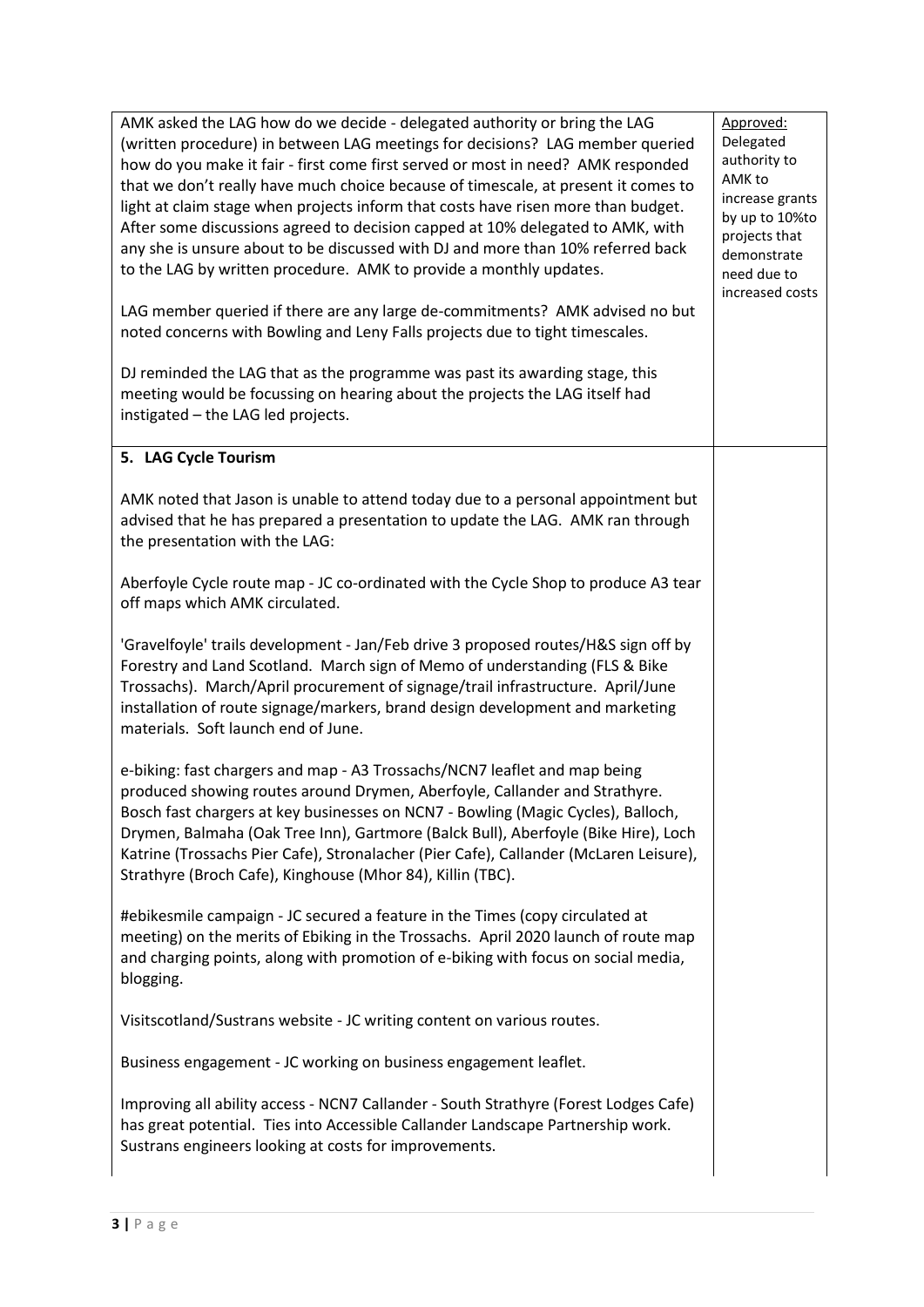| | |
|---|---|
| AMK asked the LAG how do we decide - delegated authority or bring the LAG (written procedure) in between LAG meetings for decisions? LAG member queried how do you make it fair - first come first served or most in need? AMK responded that we don't really have much choice because of timescale, at present it comes to light at claim stage when projects inform that costs have risen more than budget. After some discussions agreed to decision capped at 10% delegated to AMK, with any she is unsure about to be discussed with DJ and more than 10% referred back to the LAG by written procedure. AMK to provide a monthly updates.<br><br>LAG member queried if there are any large de-commitments? AMK advised no but noted concerns with Bowling and Leny Falls projects due to tight timescales.<br><br>DJ reminded the LAG that as the programme was past its awarding stage, this meeting would be focussing on hearing about the projects the LAG itself had instigated – the LAG led projects. | Approved: Delegated authority to AMK to increase grants by up to 10%to projects that demonstrate need due to increased costs |
| **5. LAG Cycle Tourism**<br><br>AMK noted that Jason is unable to attend today due to a personal appointment but advised that he has prepared a presentation to update the LAG. AMK ran through the presentation with the LAG:<br><br>Aberfoyle Cycle route map - JC co-ordinated with the Cycle Shop to produce A3 tear off maps which AMK circulated.<br><br>'Gravelfoyle' trails development - Jan/Feb drive 3 proposed routes/H&S sign off by Forestry and Land Scotland. March sign of Memo of understanding (FLS & Bike Trossachs). March/April procurement of signage/trail infrastructure. April/June installation of route signage/markers, brand design development and marketing materials. Soft launch end of June.<br><br>e-biking: fast chargers and map - A3 Trossachs/NCN7 leaflet and map being produced showing routes around Drymen, Aberfoyle, Callander and Strathyre. Bosch fast chargers at key businesses on NCN7 - Bowling (Magic Cycles), Balloch, Drymen, Balmaha (Oak Tree Inn), Gartmore (Balck Bull), Aberfoyle (Bike Hire), Loch Katrine (Trossachs Pier Cafe), Stronalacher (Pier Cafe), Callander (McLaren Leisure), Strathyre (Broch Cafe), Kinghouse (Mhor 84), Killin (TBC).<br><br>#ebikesmile campaign - JC secured a feature in the Times (copy circulated at meeting) on the merits of Ebiking in the Trossachs. April 2020 launch of route map and charging points, along with promotion of e-biking with focus on social media, blogging.<br><br>Visitscotland/Sustrans website - JC writing content on various routes.<br><br>Business engagement - JC working on business engagement leaflet.<br><br>Improving all ability access - NCN7 Callander - South Strathyre (Forest Lodges Cafe) has great potential. Ties into Accessible Callander Landscape Partnership work. Sustrans engineers looking at costs for improvements. | |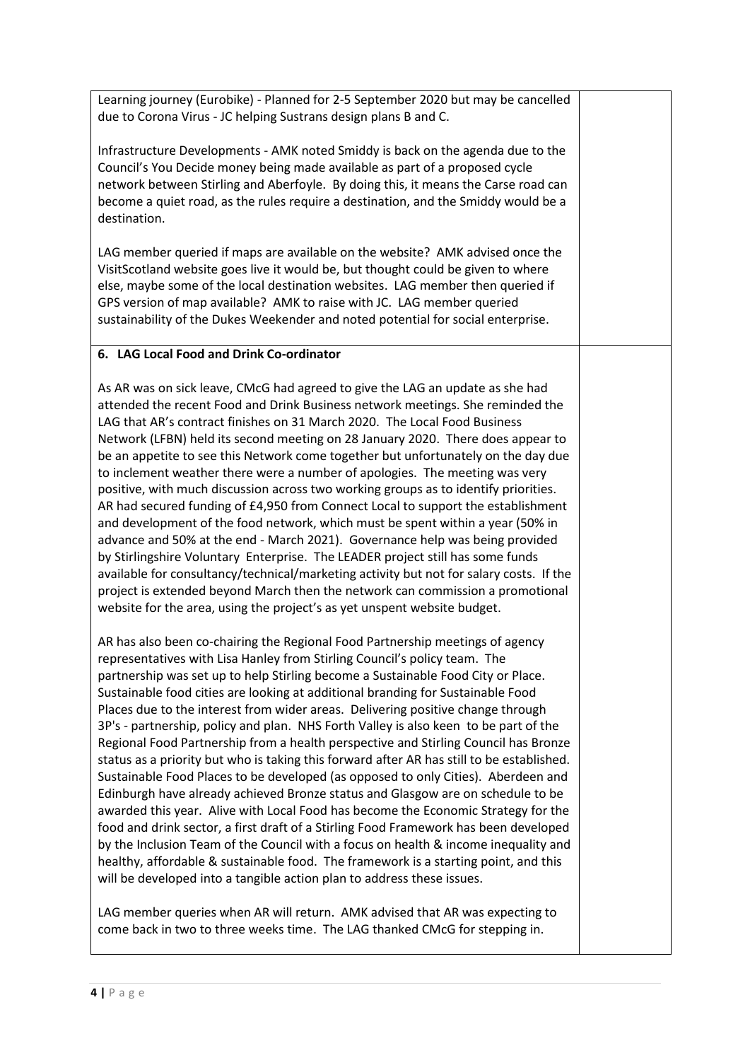| | |
|---|---|
| Learning journey (Eurobike) - Planned for 2-5 September 2020 but may be cancelled due to Corona Virus - JC helping Sustrans design plans B and C.<br><br>Infrastructure Developments - AMK noted Smiddy is back on the agenda due to the Council's You Decide money being made available as part of a proposed cycle network between Stirling and Aberfoyle. By doing this, it means the Carse road can become a quiet road, as the rules require a destination, and the Smiddy would be a destination.<br><br>LAG member queried if maps are available on the website? AMK advised once the VisitScotland website goes live it would be, but thought could be given to where else, maybe some of the local destination websites. LAG member then queried if GPS version of map available? AMK to raise with JC. LAG member queried sustainability of the Dukes Weekender and noted potential for social enterprise. | |
| **6. LAG Local Food and Drink Co-ordinator**<br><br>As AR was on sick leave, CMcG had agreed to give the LAG an update as she had attended the recent Food and Drink Business network meetings. She reminded the LAG that AR's contract finishes on 31 March 2020. The Local Food Business Network (LFBN) held its second meeting on 28 January 2020. There does appear to be an appetite to see this Network come together but unfortunately on the day due to inclement weather there were a number of apologies. The meeting was very positive, with much discussion across two working groups as to identify priorities. AR had secured funding of £4,950 from Connect Local to support the establishment and development of the food network, which must be spent within a year (50% in advance and 50% at the end - March 2021). Governance help was being provided by Stirlingshire Voluntary Enterprise. The LEADER project still has some funds available for consultancy/technical/marketing activity but not for salary costs. If the project is extended beyond March then the network can commission a promotional website for the area, using the project's as yet unspent website budget.<br><br>AR has also been co-chairing the Regional Food Partnership meetings of agency representatives with Lisa Hanley from Stirling Council's policy team. The partnership was set up to help Stirling become a Sustainable Food City or Place. Sustainable food cities are looking at additional branding for Sustainable Food Places due to the interest from wider areas. Delivering positive change through 3P's - partnership, policy and plan. NHS Forth Valley is also keen to be part of the Regional Food Partnership from a health perspective and Stirling Council has Bronze status as a priority but who is taking this forward after AR has still to be established. Sustainable Food Places to be developed (as opposed to only Cities). Aberdeen and Edinburgh have already achieved Bronze status and Glasgow are on schedule to be awarded this year. Alive with Local Food has become the Economic Strategy for the food and drink sector, a first draft of a Stirling Food Framework has been developed by the Inclusion Team of the Council with a focus on health & income inequality and healthy, affordable & sustainable food. The framework is a starting point, and this will be developed into a tangible action plan to address these issues.<br><br>LAG member queries when AR will return. AMK advised that AR was expecting to come back in two to three weeks time. The LAG thanked CMcG for stepping in. | |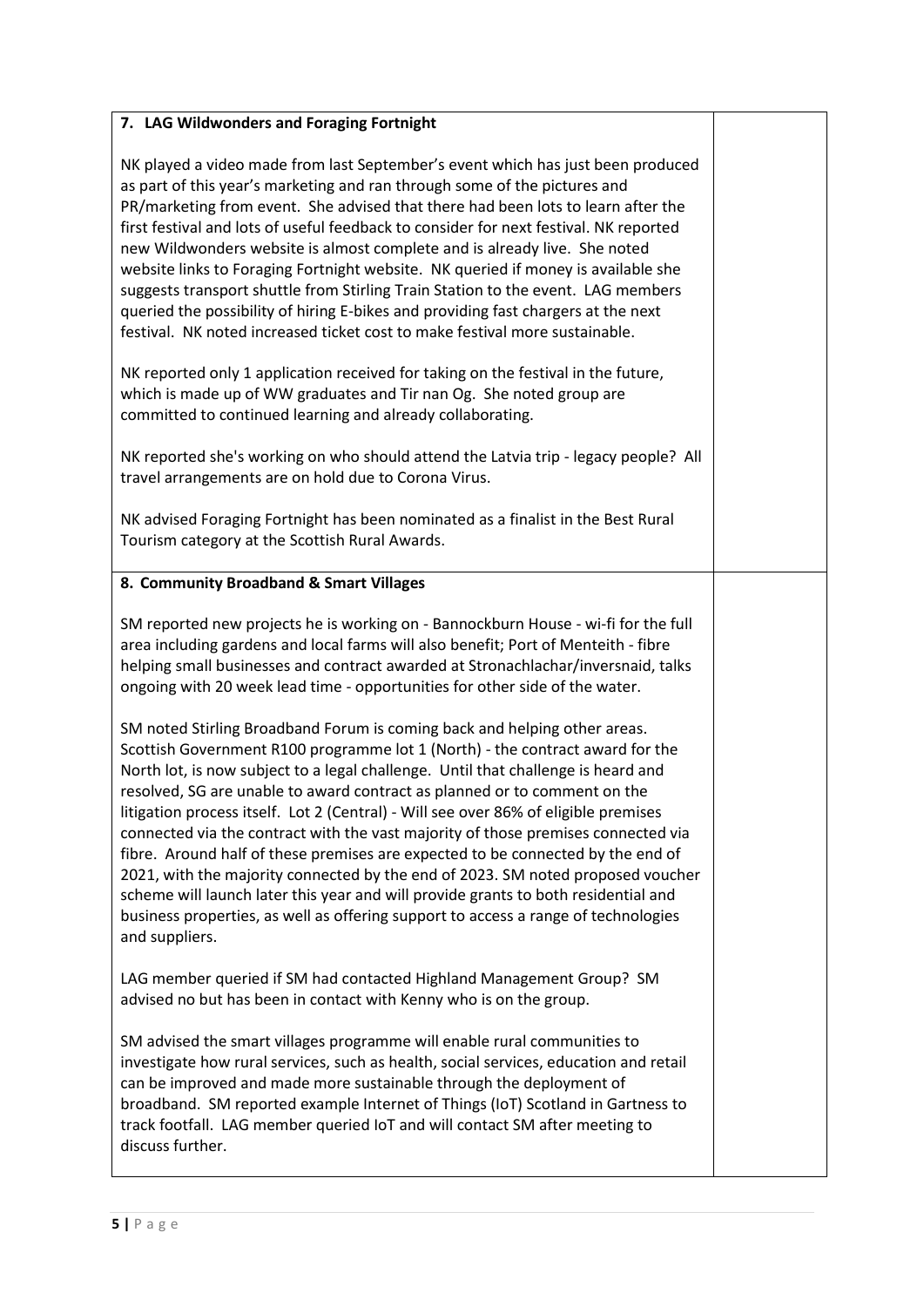| **7. LAG Wildwonders and Foraging Fortnight**<br><br>NK played a video made from last September's event which has just been produced as part of this year's marketing and ran through some of the pictures and PR/marketing from event. She advised that there had been lots to learn after the first festival and lots of useful feedback to consider for next festival. NK reported new Wildwonders website is almost complete and is already live. She noted website links to Foraging Fortnight website. NK queried if money is available she suggests transport shuttle from Stirling Train Station to the event. LAG members queried the possibility of hiring E-bikes and providing fast chargers at the next festival. NK noted increased ticket cost to make festival more sustainable.<br><br>NK reported only 1 application received for taking on the festival in the future, which is made up of WW graduates and Tir nan Og. She noted group are committed to continued learning and already collaborating.<br><br>NK reported she's working on who should attend the Latvia trip - legacy people? All travel arrangements are on hold due to Corona Virus.<br><br>NK advised Foraging Fortnight has been nominated as a finalist in the Best Rural Tourism category at the Scottish Rural Awards. | |
|---|---|
| **8. Community Broadband & Smart Villages**<br><br>SM reported new projects he is working on - Bannockburn House - wi-fi for the full area including gardens and local farms will also benefit; Port of Menteith - fibre helping small businesses and contract awarded at Stronachlachar/inversnaid, talks ongoing with 20 week lead time - opportunities for other side of the water.<br><br>SM noted Stirling Broadband Forum is coming back and helping other areas. Scottish Government R100 programme lot 1 (North) - the contract award for the North lot, is now subject to a legal challenge. Until that challenge is heard and resolved, SG are unable to award contract as planned or to comment on the litigation process itself. Lot 2 (Central) - Will see over 86% of eligible premises connected via the contract with the vast majority of those premises connected via fibre. Around half of these premises are expected to be connected by the end of 2021, with the majority connected by the end of 2023. SM noted proposed voucher scheme will launch later this year and will provide grants to both residential and business properties, as well as offering support to access a range of technologies and suppliers.<br><br>LAG member queried if SM had contacted Highland Management Group? SM advised no but has been in contact with Kenny who is on the group.<br><br>SM advised the smart villages programme will enable rural communities to investigate how rural services, such as health, social services, education and retail can be improved and made more sustainable through the deployment of broadband. SM reported example Internet of Things (IoT) Scotland in Gartness to track footfall. LAG member queried IoT and will contact SM after meeting to discuss further. | |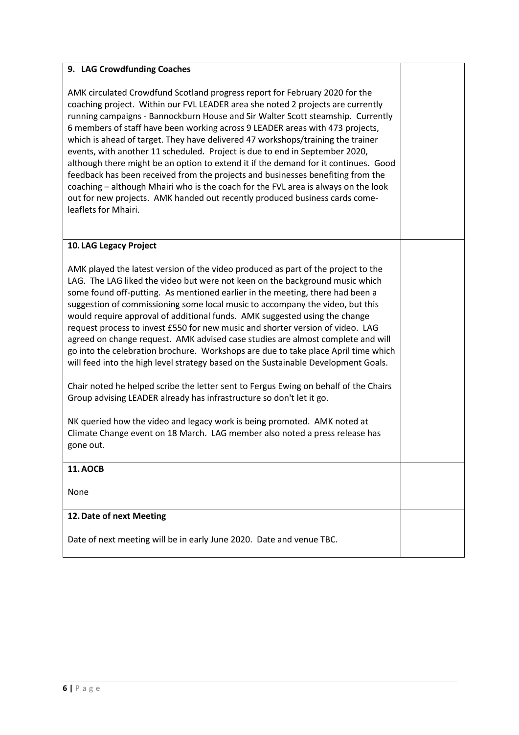| | |
|---|---|
| **9. LAG Crowdfunding Coaches**<br><br>AMK circulated Crowdfund Scotland progress report for February 2020 for the coaching project. Within our FVL LEADER area she noted 2 projects are currently running campaigns - Bannockburn House and Sir Walter Scott steamship. Currently 6 members of staff have been working across 9 LEADER areas with 473 projects, which is ahead of target. They have delivered 47 workshops/training the trainer events, with another 11 scheduled. Project is due to end in September 2020, although there might be an option to extend it if the demand for it continues. Good feedback has been received from the projects and businesses benefiting from the coaching – although Mhairi who is the coach for the FVL area is always on the look out for new projects. AMK handed out recently produced business cards come-leaflets for Mhairi. | |
| **10. LAG Legacy Project**<br><br>AMK played the latest version of the video produced as part of the project to the LAG. The LAG liked the video but were not keen on the background music which some found off-putting. As mentioned earlier in the meeting, there had been a suggestion of commissioning some local music to accompany the video, but this would require approval of additional funds. AMK suggested using the change request process to invest £550 for new music and shorter version of video. LAG agreed on change request. AMK advised case studies are almost complete and will go into the celebration brochure. Workshops are due to take place April time which will feed into the high level strategy based on the Sustainable Development Goals.<br><br>Chair noted he helped scribe the letter sent to Fergus Ewing on behalf of the Chairs Group advising LEADER already has infrastructure so don't let it go.<br><br>NK queried how the video and legacy work is being promoted. AMK noted at Climate Change event on 18 March. LAG member also noted a press release has gone out. | |
| **11. AOCB**<br><br>None | |
| **12. Date of next Meeting**<br><br>Date of next meeting will be in early June 2020. Date and venue TBC. | |